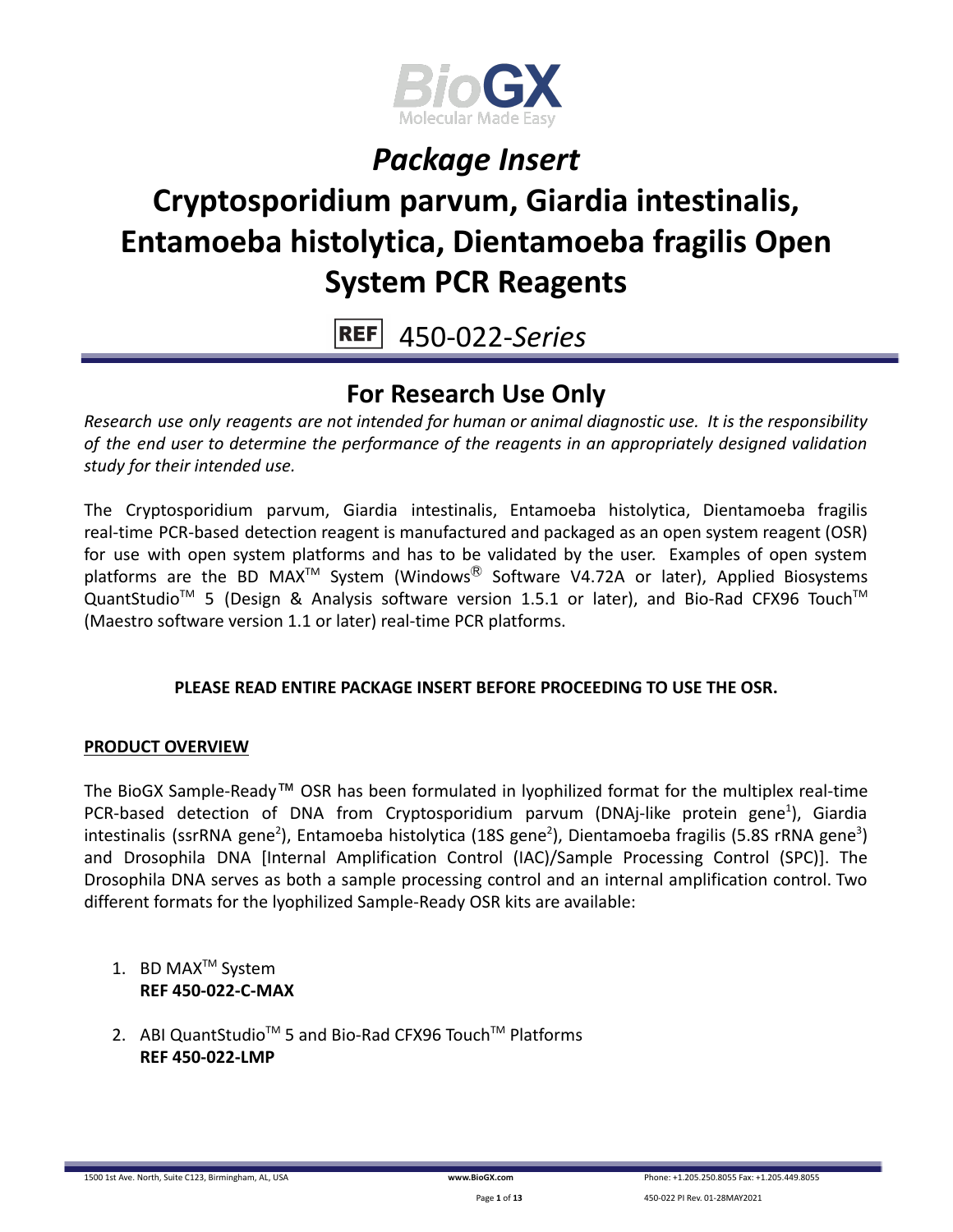*Package Insert*

# Cryptosporidium parvum, Giardia intestinalis, Entamoeba histolytica, Dientamoeba fragilis Open System PCR Reagents

REF 450-022-*Series*

## For Research Use Only

*Research use only reagents are not intended for human or animal diagnostic use. It is the responsibility of the end user to determine the performance of the reagents in an appropriately designed validation study for their intended use.*

The Cryptosporidium parvum, Giardia intestinalis, Entamoeba histolytica, Dientamoeba fragilis real-time PCR-based detection reagent is manufactured and packaged as an open system reagent (OSR) for use with open system platforms and has to be validated by the user. Examples of open system platforms are the BD MAX™ System (Windows® Software V4.72A or later), Applied Biosystems QuantStudio™ 5 (Design & Analysis software version 1.5.1 or later), and Bio-Rad CFX96 Touch™ (Maestro software version 1.1 or later) real-time PCR platforms.

**PLEASE READ ENTIRE PACKAGE INSERT BEFORE PROCEEDING TO USE THE OSR.**

**PRODUCT OVERVIEW**

The BioGX Sample-Ready™ OSR has been formulated in lyophilized format for the multiplex real-time PCR-based detection of DNA from Cryptosporidium parvum (DNAj-like protein gene[1]), Giardia intestinalis (ssrRNA gene[2]), Entamoeba histolytica (18S gene[2]), Dientamoeba fragilis (5.8S rRNA gene[3]) and Drosophila DNA [Internal Amplification Control (IAC)/Sample Processing Control (SPC)]. The Drosophila DNA serves as both a sample processing control and an internal amplification control. Two different formats for the lyophilized Sample-Ready OSR kits are available:

1. BD MAX™ System
   **REF 450-022-C-MAX**
2. ABI QuantStudio™ 5 and Bio-Rad CFX96 Touch™ Platforms
   **REF 450-022-LMP**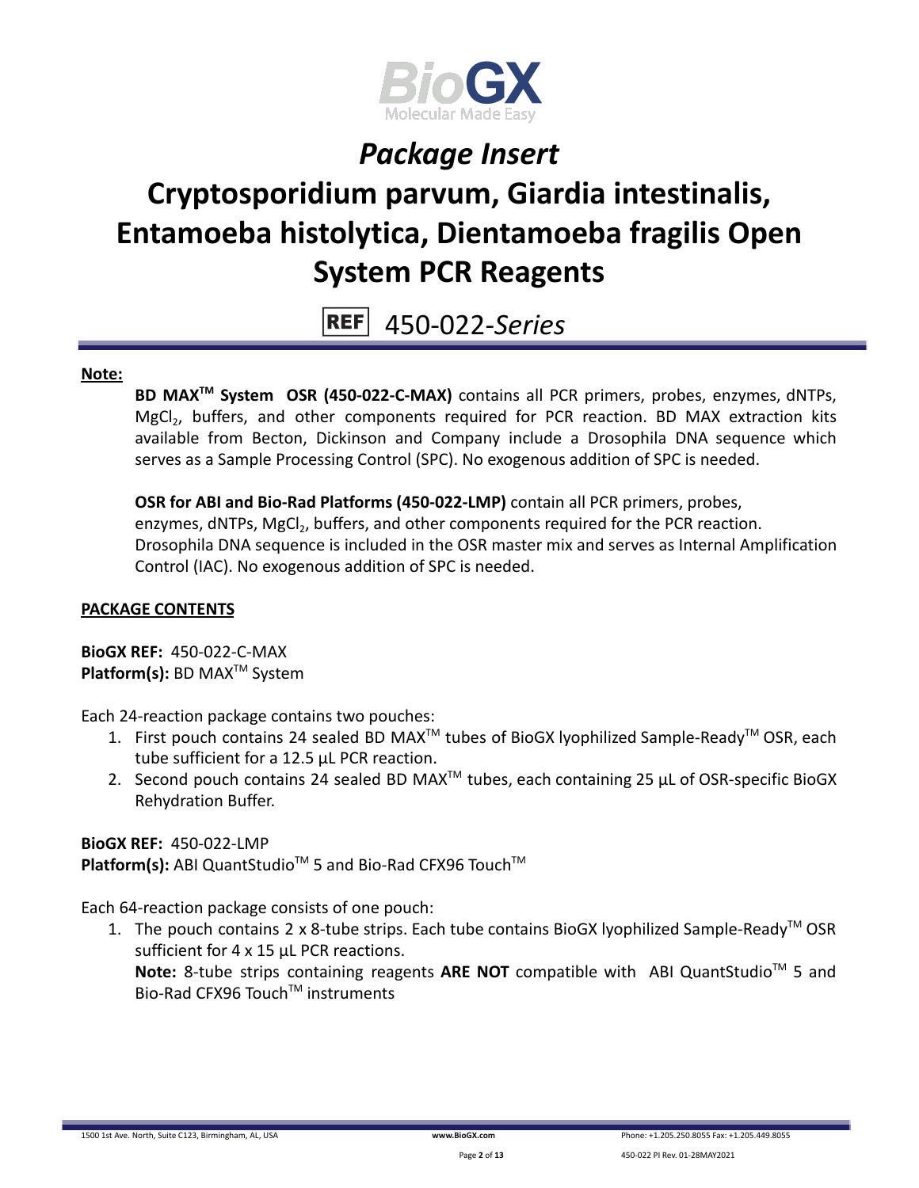# *Package Insert*

# Cryptosporidium parvum, Giardia intestinalis, Entamoeba histolytica, Dientamoeba fragilis Open System PCR Reagents

REF 450-022-*Series*

**Note:**

**BD MAX™ System OSR (450-022-C-MAX)** contains all PCR primers, probes, enzymes, dNTPs, $MgCl_2$, buffers, and other components required for PCR reaction. BD MAX extraction kits available from Becton, Dickinson and Company include a Drosophila DNA sequence which serves as a Sample Processing Control (SPC). No exogenous addition of SPC is needed.

**OSR for ABI and Bio-Rad Platforms (450-022-LMP)** contain all PCR primers, probes, enzymes, dNTPs, $MgCl_2$, buffers, and other components required for the PCR reaction. Drosophila DNA sequence is included in the OSR master mix and serves as Internal Amplification Control (IAC). No exogenous addition of SPC is needed.

**PACKAGE CONTENTS**

**BioGX REF:** 450-022-C-MAX
**Platform(s):** BD MAX™ System

Each 24-reaction package contains two pouches:

1. First pouch contains 24 sealed BD MAX™ tubes of BioGX lyophilized Sample-Ready™ OSR, each tube sufficient for a 12.5 µL PCR reaction.
2. Second pouch contains 24 sealed BD MAX™ tubes, each containing 25 µL of OSR-specific BioGX Rehydration Buffer.

**BioGX REF:** 450-022-LMP
**Platform(s):** ABI QuantStudio™ 5 and Bio-Rad CFX96 Touch™

Each 64-reaction package consists of one pouch:

1. The pouch contains 2 x 8-tube strips. Each tube contains BioGX lyophilized Sample-Ready™ OSR sufficient for 4 x 15 µL PCR reactions.
   **Note:** 8-tube strips containing reagents **ARE NOT** compatible with ABI QuantStudio™ 5 and Bio-Rad CFX96 Touch™ instruments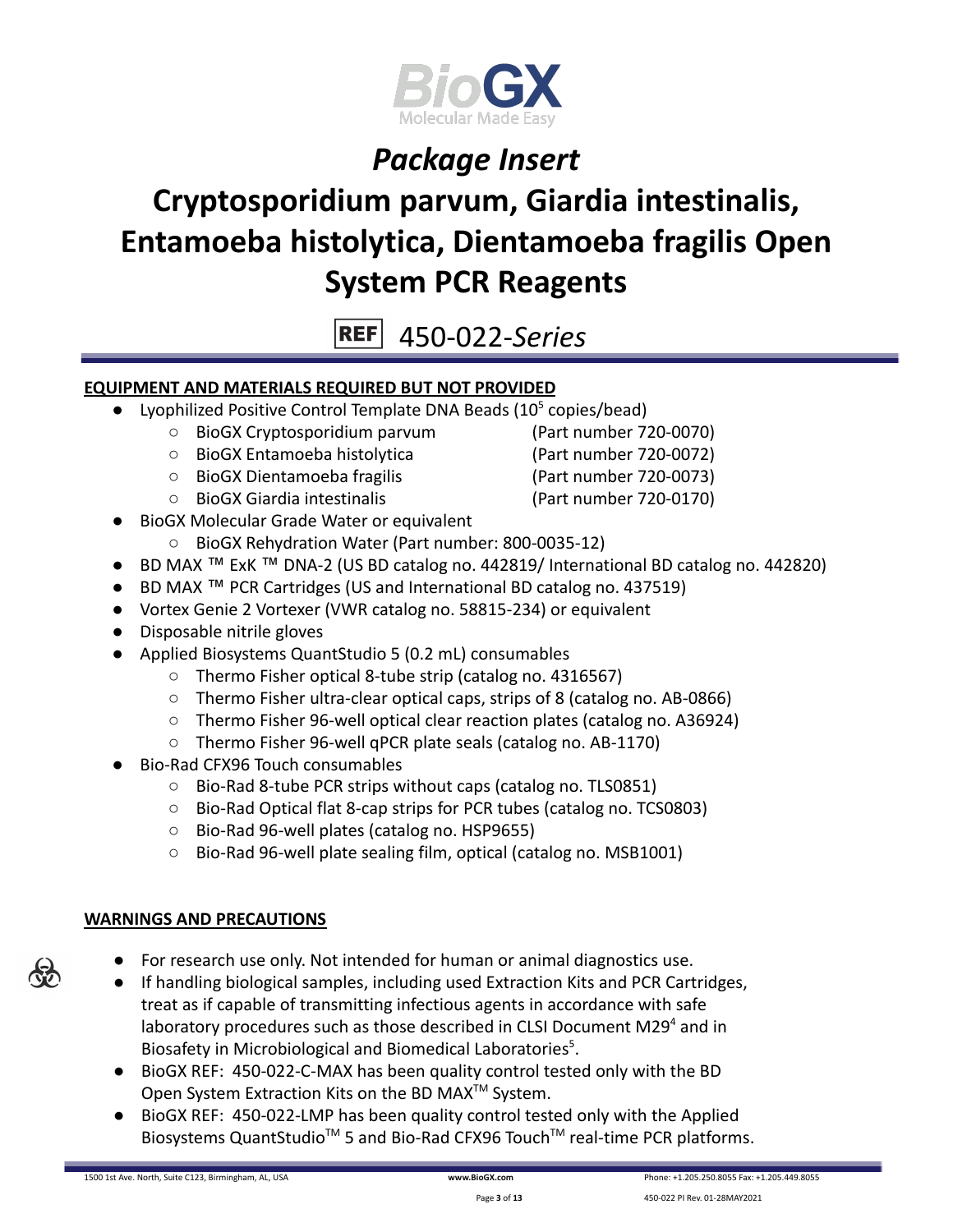# *Package Insert*

# Cryptosporidium parvum, Giardia intestinalis, Entamoeba histolytica, Dientamoeba fragilis Open System PCR Reagents

REF 450-022-*Series*

## EQUIPMENT AND MATERIALS REQUIRED BUT NOT PROVIDED

- Lyophilized Positive Control Template DNA Beads ($10^5$ copies/bead)
  - BioGX Cryptosporidium parvum (Part number 720-0070)
  - BioGX Entamoeba histolytica (Part number 720-0072)
  - BioGX Dientamoeba fragilis (Part number 720-0073)
  - BioGX Giardia intestinalis (Part number 720-0170)
- BioGX Molecular Grade Water or equivalent
  - BioGX Rehydration Water (Part number: 800-0035-12)
- BD MAX ™ ExK ™ DNA-2 (US BD catalog no. 442819/ International BD catalog no. 442820)
- BD MAX ™ PCR Cartridges (US and International BD catalog no. 437519)
- Vortex Genie 2 Vortexer (VWR catalog no. 58815-234) or equivalent
- Disposable nitrile gloves
- Applied Biosystems QuantStudio 5 (0.2 mL) consumables
  - Thermo Fisher optical 8-tube strip (catalog no. 4316567)
  - Thermo Fisher ultra-clear optical caps, strips of 8 (catalog no. AB-0866)
  - Thermo Fisher 96-well optical clear reaction plates (catalog no. A36924)
  - Thermo Fisher 96-well qPCR plate seals (catalog no. AB-1170)
- Bio-Rad CFX96 Touch consumables
  - Bio-Rad 8-tube PCR strips without caps (catalog no. TLS0851)
  - Bio-Rad Optical flat 8-cap strips for PCR tubes (catalog no. TCS0803)
  - Bio-Rad 96-well plates (catalog no. HSP9655)
  - Bio-Rad 96-well plate sealing film, optical (catalog no. MSB1001)

## WARNINGS AND PRECAUTIONS

- For research use only. Not intended for human or animal diagnostics use.
- If handling biological samples, including used Extraction Kits and PCR Cartridges, treat as if capable of transmitting infectious agents in accordance with safe laboratory procedures such as those described in CLSI Document M29[4] and in Biosafety in Microbiological and Biomedical Laboratories[5].
- BioGX REF: 450-022-C-MAX has been quality control tested only with the BD Open System Extraction Kits on the BD MAX™ System.
- BioGX REF: 450-022-LMP has been quality control tested only with the Applied Biosystems QuantStudio™ 5 and Bio-Rad CFX96 Touch™ real-time PCR platforms.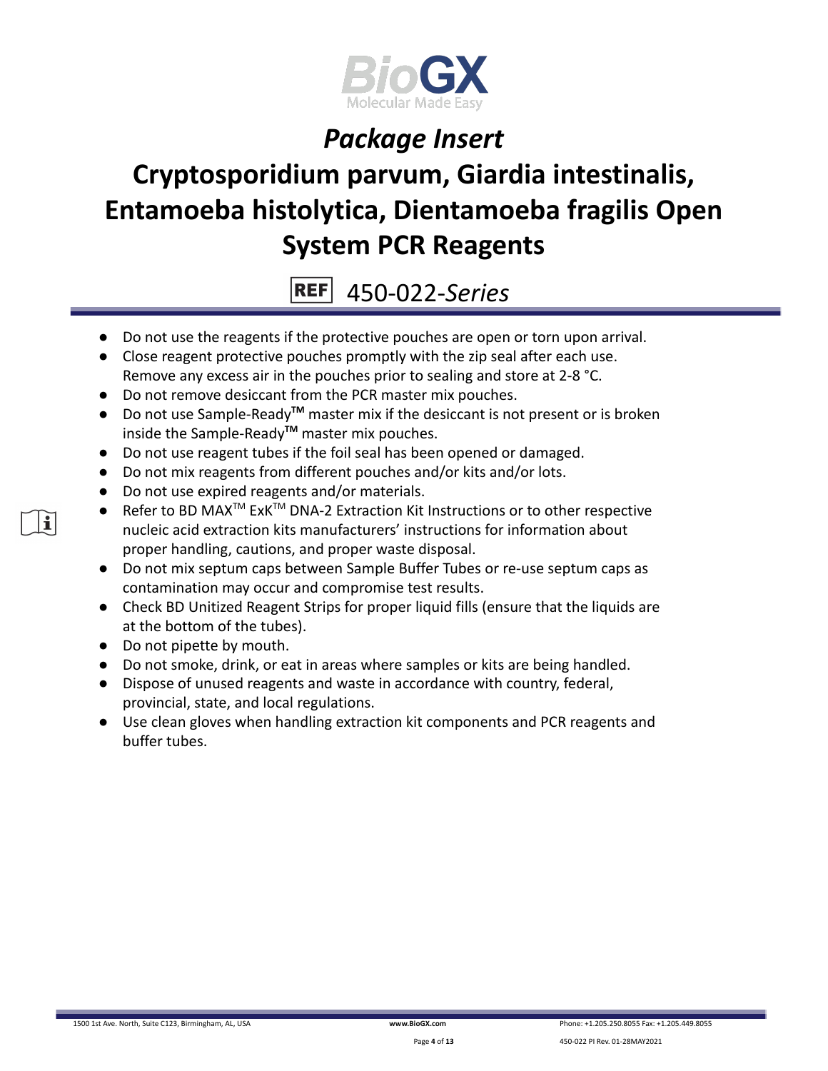- Do not use the reagents if the protective pouches are open or torn upon arrival.
- Close reagent protective pouches promptly with the zip seal after each use. Remove any excess air in the pouches prior to sealing and store at 2-8 °C.
- Do not remove desiccant from the PCR master mix pouches.
- Do not use Sample-Ready™ master mix if the desiccant is not present or is broken inside the Sample-Ready™ master mix pouches.
- Do not use reagent tubes if the foil seal has been opened or damaged.
- Do not mix reagents from different pouches and/or kits and/or lots.
- Do not use expired reagents and/or materials.
- Refer to BD MAX™ ExK™ DNA-2 Extraction Kit Instructions or to other respective nucleic acid extraction kits manufacturers' instructions for information about proper handling, cautions, and proper waste disposal.
- Do not mix septum caps between Sample Buffer Tubes or re-use septum caps as contamination may occur and compromise test results.
- Check BD Unitized Reagent Strips for proper liquid fills (ensure that the liquids are at the bottom of the tubes).
- Do not pipette by mouth.
- Do not smoke, drink, or eat in areas where samples or kits are being handled.
- Dispose of unused reagents and waste in accordance with country, federal, provincial, state, and local regulations.
- Use clean gloves when handling extraction kit components and PCR reagents and buffer tubes.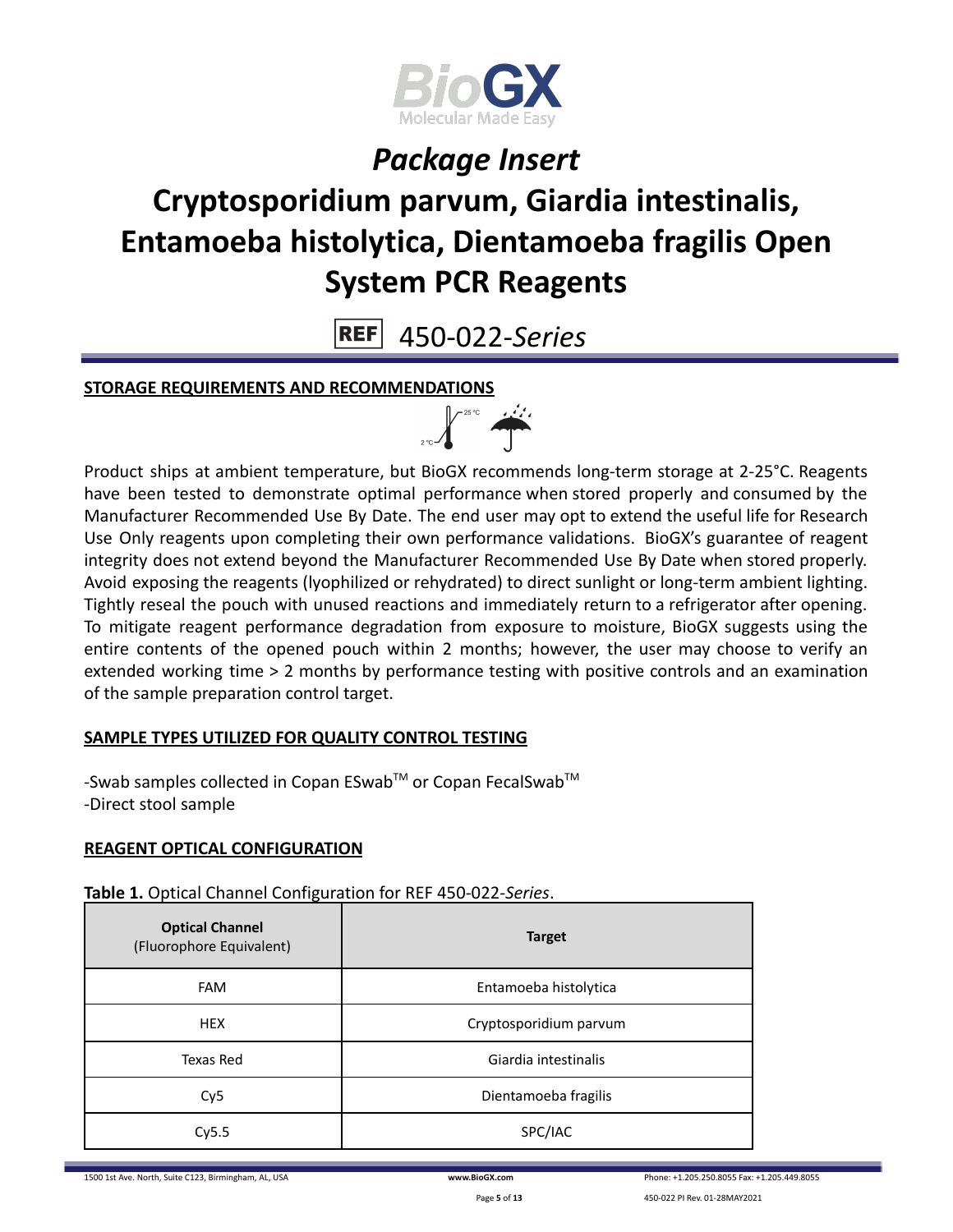# *Package Insert*

# Cryptosporidium parvum, Giardia intestinalis, Entamoeba histolytica, Dientamoeba fragilis Open System PCR Reagents

REF 450-022-*Series*

## STORAGE REQUIREMENTS AND RECOMMENDATIONS

Product ships at ambient temperature, but BioGX recommends long-term storage at 2-25°C. Reagents have been tested to demonstrate optimal performance when stored properly and consumed by the Manufacturer Recommended Use By Date. The end user may opt to extend the useful life for Research Use Only reagents upon completing their own performance validations. BioGX's guarantee of reagent integrity does not extend beyond the Manufacturer Recommended Use By Date when stored properly. Avoid exposing the reagents (lyophilized or rehydrated) to direct sunlight or long-term ambient lighting. Tightly reseal the pouch with unused reactions and immediately return to a refrigerator after opening. To mitigate reagent performance degradation from exposure to moisture, BioGX suggests using the entire contents of the opened pouch within 2 months; however, the user may choose to verify an extended working time > 2 months by performance testing with positive controls and an examination of the sample preparation control target.

## SAMPLE TYPES UTILIZED FOR QUALITY CONTROL TESTING

-Swab samples collected in Copan ESwab™ or Copan FecalSwab™
-Direct stool sample

## REAGENT OPTICAL CONFIGURATION

**Table 1.** Optical Channel Configuration for REF 450-022-*Series*.

| **Optical Channel** (Fluorophore Equivalent) | **Target** |
|---|---|
| FAM | Entamoeba histolytica |
| HEX | Cryptosporidium parvum |
| Texas Red | Giardia intestinalis |
| Cy5 | Dientamoeba fragilis |
| Cy5.5 | SPC/IAC |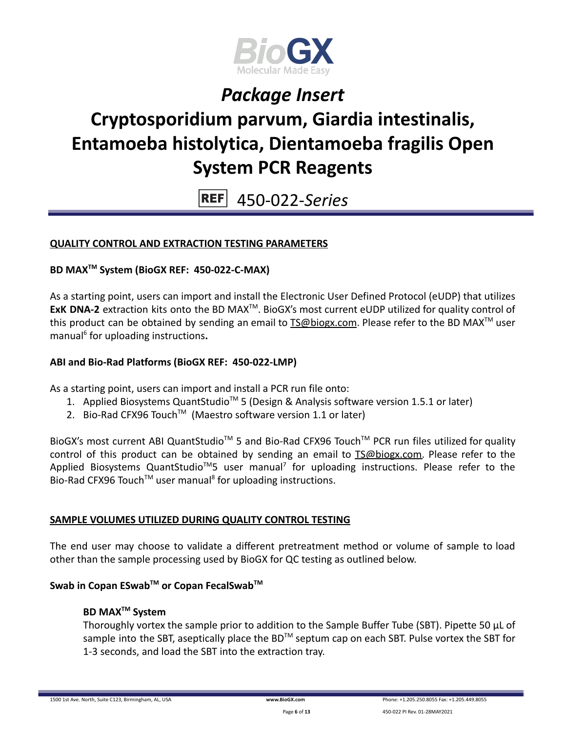## QUALITY CONTROL AND EXTRACTION TESTING PARAMETERS

### BD MAX™ System (BioGX REF: 450-022-C-MAX)

As a starting point, users can import and install the Electronic User Defined Protocol (eUDP) that utilizes **ExK DNA-2** extraction kits onto the BD MAX™. BioGX's most current eUDP utilized for quality control of this product can be obtained by sending an email to TS@biogx.com. Please refer to the BD MAX™ user manual[6] for uploading instructions.

### ABI and Bio-Rad Platforms (BioGX REF: 450-022-LMP)

As a starting point, users can import and install a PCR run file onto:

1. Applied Biosystems QuantStudio™ 5 (Design & Analysis software version 1.5.1 or later)
2. Bio-Rad CFX96 Touch™ (Maestro software version 1.1 or later)

BioGX's most current ABI QuantStudio™ 5 and Bio-Rad CFX96 Touch™ PCR run files utilized for quality control of this product can be obtained by sending an email to TS@biogx.com. Please refer to the Applied Biosystems QuantStudio™5 user manual[7] for uploading instructions. Please refer to the Bio-Rad CFX96 Touch™ user manual[8] for uploading instructions.

## SAMPLE VOLUMES UTILIZED DURING QUALITY CONTROL TESTING

The end user may choose to validate a different pretreatment method or volume of sample to load other than the sample processing used by BioGX for QC testing as outlined below.

### Swab in Copan ESwab™ or Copan FecalSwab™

**BD MAX™ System**

Thoroughly vortex the sample prior to addition to the Sample Buffer Tube (SBT). Pipette 50 µL of sample into the SBT, aseptically place the BD™ septum cap on each SBT. Pulse vortex the SBT for 1-3 seconds, and load the SBT into the extraction tray.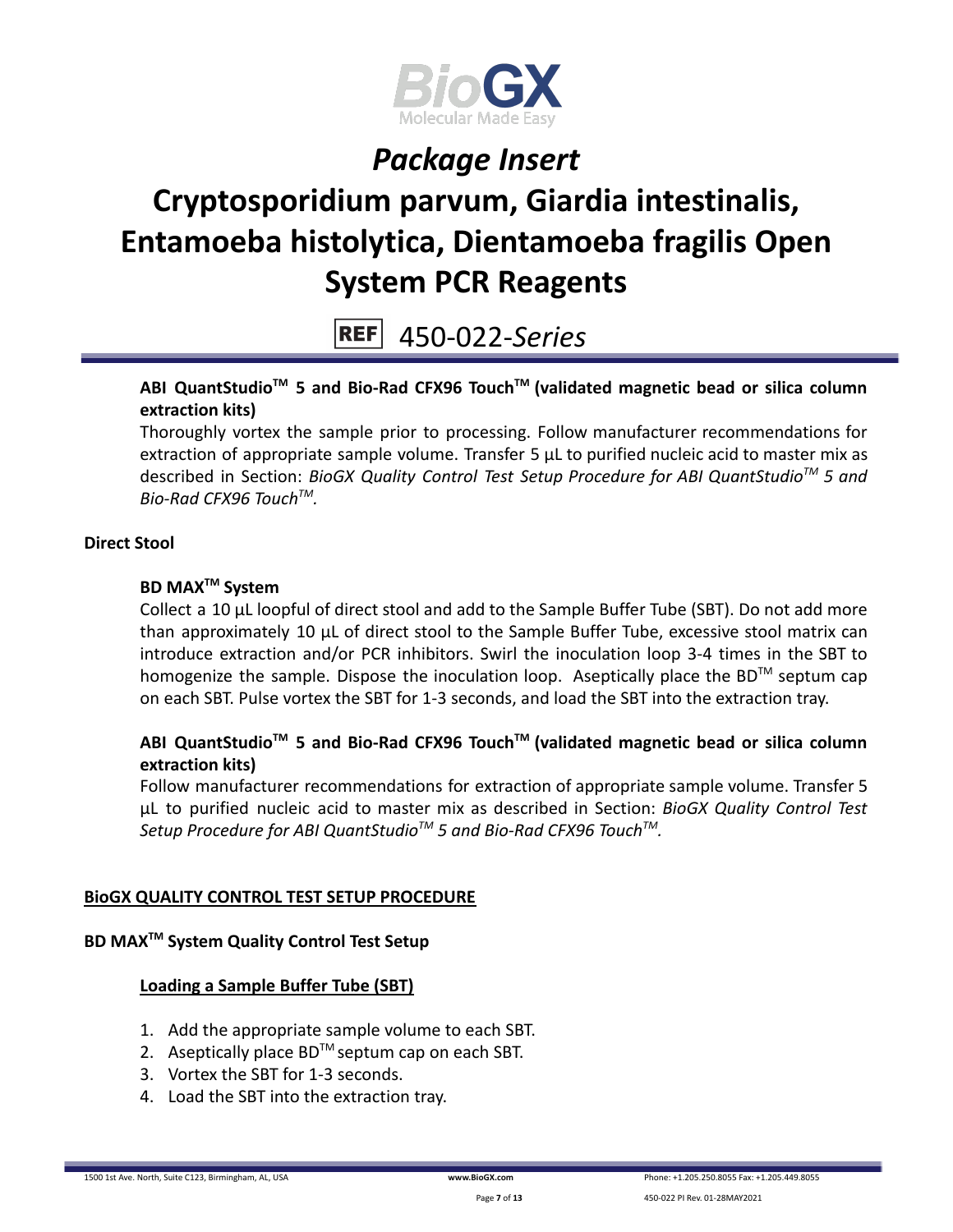**ABI QuantStudio™ 5 and Bio-Rad CFX96 Touch™ (validated magnetic bead or silica column extraction kits)**

Thoroughly vortex the sample prior to processing. Follow manufacturer recommendations for extraction of appropriate sample volume. Transfer 5 µL to purified nucleic acid to master mix as described in Section: *BioGX Quality Control Test Setup Procedure for ABI QuantStudio™ 5 and Bio-Rad CFX96 Touch™.*

**Direct Stool**

**BD MAX™ System**

Collect a 10 µL loopful of direct stool and add to the Sample Buffer Tube (SBT). Do not add more than approximately 10 µL of direct stool to the Sample Buffer Tube, excessive stool matrix can introduce extraction and/or PCR inhibitors. Swirl the inoculation loop 3-4 times in the SBT to homogenize the sample. Dispose the inoculation loop. Aseptically place the BD™ septum cap on each SBT. Pulse vortex the SBT for 1-3 seconds, and load the SBT into the extraction tray.

**ABI QuantStudio™ 5 and Bio-Rad CFX96 Touch™ (validated magnetic bead or silica column extraction kits)**

Follow manufacturer recommendations for extraction of appropriate sample volume. Transfer 5 µL to purified nucleic acid to master mix as described in Section: *BioGX Quality Control Test Setup Procedure for ABI QuantStudio™ 5 and Bio-Rad CFX96 Touch™.*

## BioGX QUALITY CONTROL TEST SETUP PROCEDURE

### BD MAX™ System Quality Control Test Setup

**Loading a Sample Buffer Tube (SBT)**

1. Add the appropriate sample volume to each SBT.
2. Aseptically place BD™ septum cap on each SBT.
3. Vortex the SBT for 1-3 seconds.
4. Load the SBT into the extraction tray.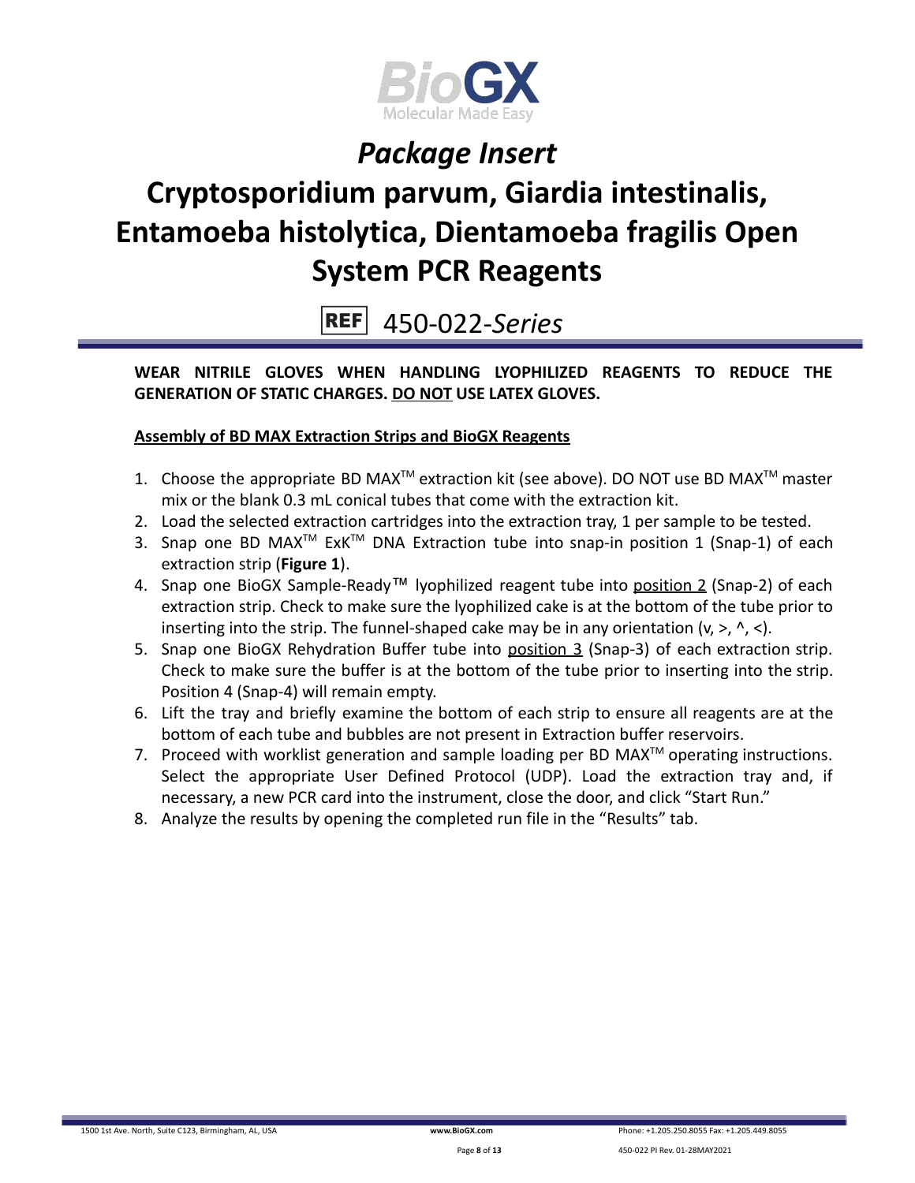*Package Insert*

# Cryptosporidium parvum, Giardia intestinalis, Entamoeba histolytica, Dientamoeba fragilis Open System PCR Reagents

REF 450-022-*Series*

**WEAR NITRILE GLOVES WHEN HANDLING LYOPHILIZED REAGENTS TO REDUCE THE GENERATION OF STATIC CHARGES. DO NOT USE LATEX GLOVES.**

**Assembly of BD MAX Extraction Strips and BioGX Reagents**

1. Choose the appropriate BD MAX™ extraction kit (see above). DO NOT use BD MAX™ master mix or the blank 0.3 mL conical tubes that come with the extraction kit.
2. Load the selected extraction cartridges into the extraction tray, 1 per sample to be tested.
3. Snap one BD MAX™ ExK™ DNA Extraction tube into snap-in position 1 (Snap-1) of each extraction strip (**Figure 1**).
4. Snap one BioGX Sample-Ready™ lyophilized reagent tube into position 2 (Snap-2) of each extraction strip. Check to make sure the lyophilized cake is at the bottom of the tube prior to inserting into the strip. The funnel-shaped cake may be in any orientation (v, >, ^, <).
5. Snap one BioGX Rehydration Buffer tube into position 3 (Snap-3) of each extraction strip. Check to make sure the buffer is at the bottom of the tube prior to inserting into the strip. Position 4 (Snap-4) will remain empty.
6. Lift the tray and briefly examine the bottom of each strip to ensure all reagents are at the bottom of each tube and bubbles are not present in Extraction buffer reservoirs.
7. Proceed with worklist generation and sample loading per BD MAX™ operating instructions. Select the appropriate User Defined Protocol (UDP). Load the extraction tray and, if necessary, a new PCR card into the instrument, close the door, and click "Start Run."
8. Analyze the results by opening the completed run file in the "Results" tab.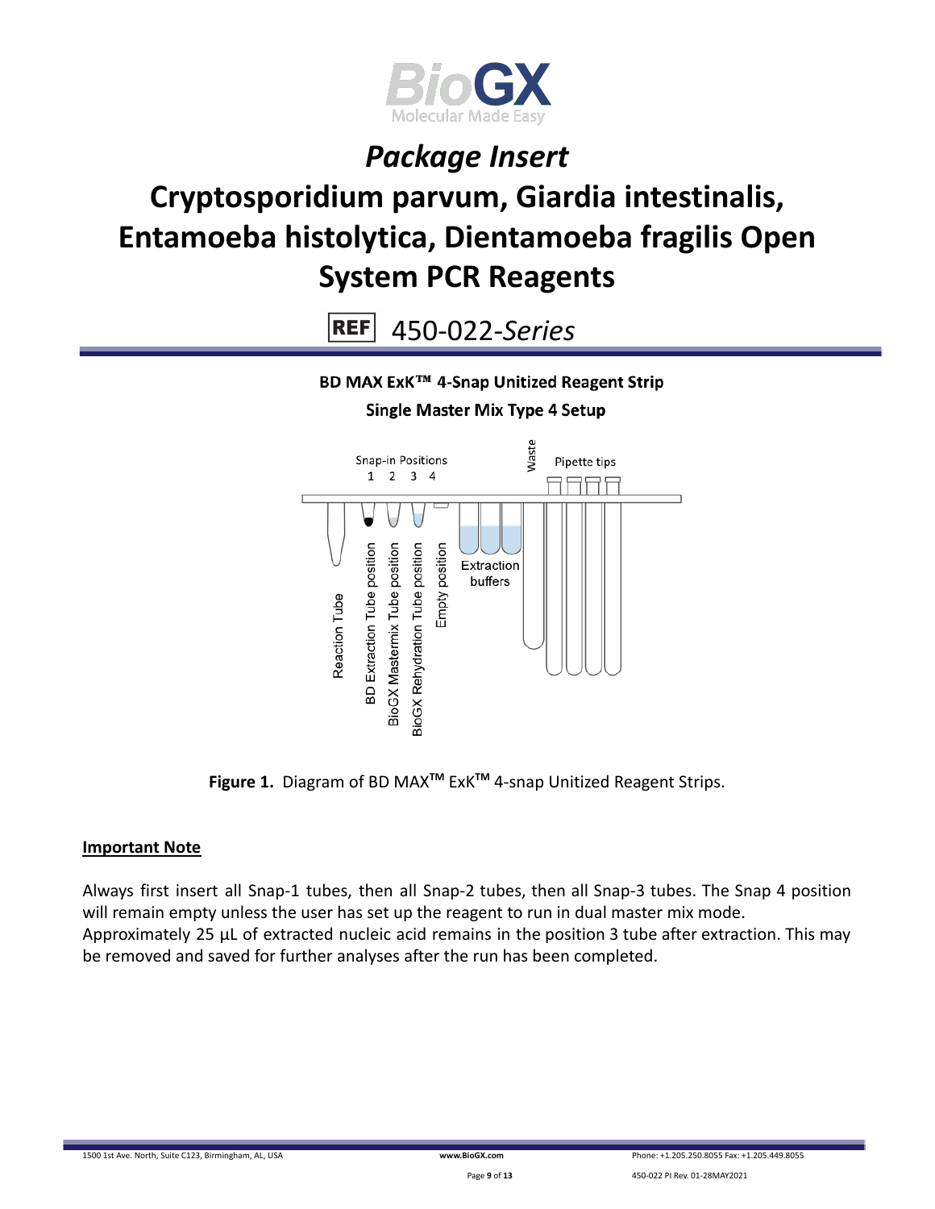# *Package Insert*

# Cryptosporidium parvum, Giardia intestinalis, Entamoeba histolytica, Dientamoeba fragilis Open System PCR Reagents

REF 450-022-*Series*

**BD MAX ExK™ 4-Snap Unitized Reagent Strip**

**Single Master Mix Type 4 Setup**

**Figure 1.** Diagram of BD MAX™ ExK™ 4-snap Unitized Reagent Strips.

**Important Note**

Always first insert all Snap-1 tubes, then all Snap-2 tubes, then all Snap-3 tubes. The Snap 4 position will remain empty unless the user has set up the reagent to run in dual master mix mode. Approximately 25 µL of extracted nucleic acid remains in the position 3 tube after extraction. This may be removed and saved for further analyses after the run has been completed.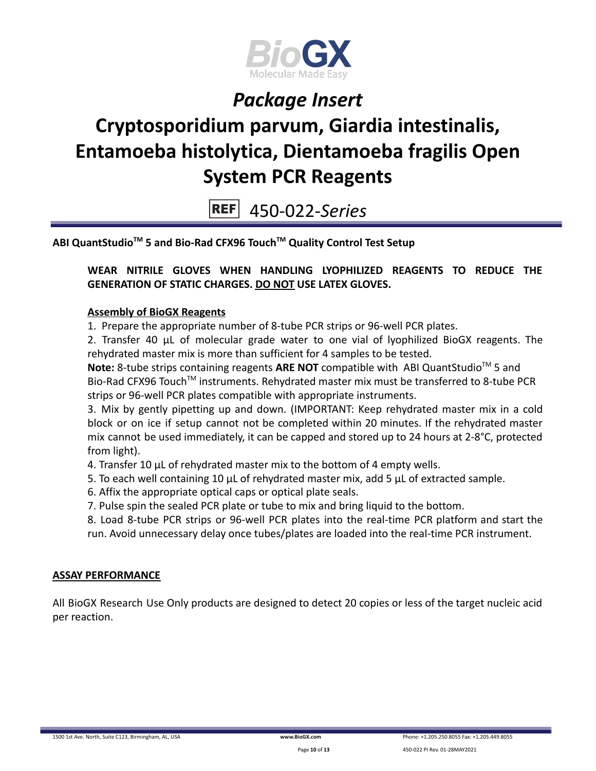# Package Insert

# Cryptosporidium parvum, Giardia intestinalis, Entamoeba histolytica, Dientamoeba fragilis Open System PCR Reagents

REF 450-022-*Series*

**ABI QuantStudio™ 5 and Bio-Rad CFX96 Touch™ Quality Control Test Setup**

**WEAR NITRILE GLOVES WHEN HANDLING LYOPHILIZED REAGENTS TO REDUCE THE GENERATION OF STATIC CHARGES. <u>DO NOT</u> USE LATEX GLOVES.**

**<u>Assembly of BioGX Reagents</u>**

1. Prepare the appropriate number of 8-tube PCR strips or 96-well PCR plates.
2. Transfer 40 µL of molecular grade water to one vial of lyophilized BioGX reagents. The rehydrated master mix is more than sufficient for 4 samples to be tested.

**Note:** 8-tube strips containing reagents **ARE NOT** compatible with ABI QuantStudio™ 5 and Bio-Rad CFX96 Touch™ instruments. Rehydrated master mix must be transferred to 8-tube PCR strips or 96-well PCR plates compatible with appropriate instruments.

3. Mix by gently pipetting up and down. (IMPORTANT: Keep rehydrated master mix in a cold block or on ice if setup cannot not be completed within 20 minutes. If the rehydrated master mix cannot be used immediately, it can be capped and stored up to 24 hours at 2-8°C, protected from light).
4. Transfer 10 µL of rehydrated master mix to the bottom of 4 empty wells.
5. To each well containing 10 µL of rehydrated master mix, add 5 µL of extracted sample.
6. Affix the appropriate optical caps or optical plate seals.
7. Pulse spin the sealed PCR plate or tube to mix and bring liquid to the bottom.
8. Load 8-tube PCR strips or 96-well PCR plates into the real-time PCR platform and start the run. Avoid unnecessary delay once tubes/plates are loaded into the real-time PCR instrument.

## <u>ASSAY PERFORMANCE</u>

All BioGX Research Use Only products are designed to detect 20 copies or less of the target nucleic acid per reaction.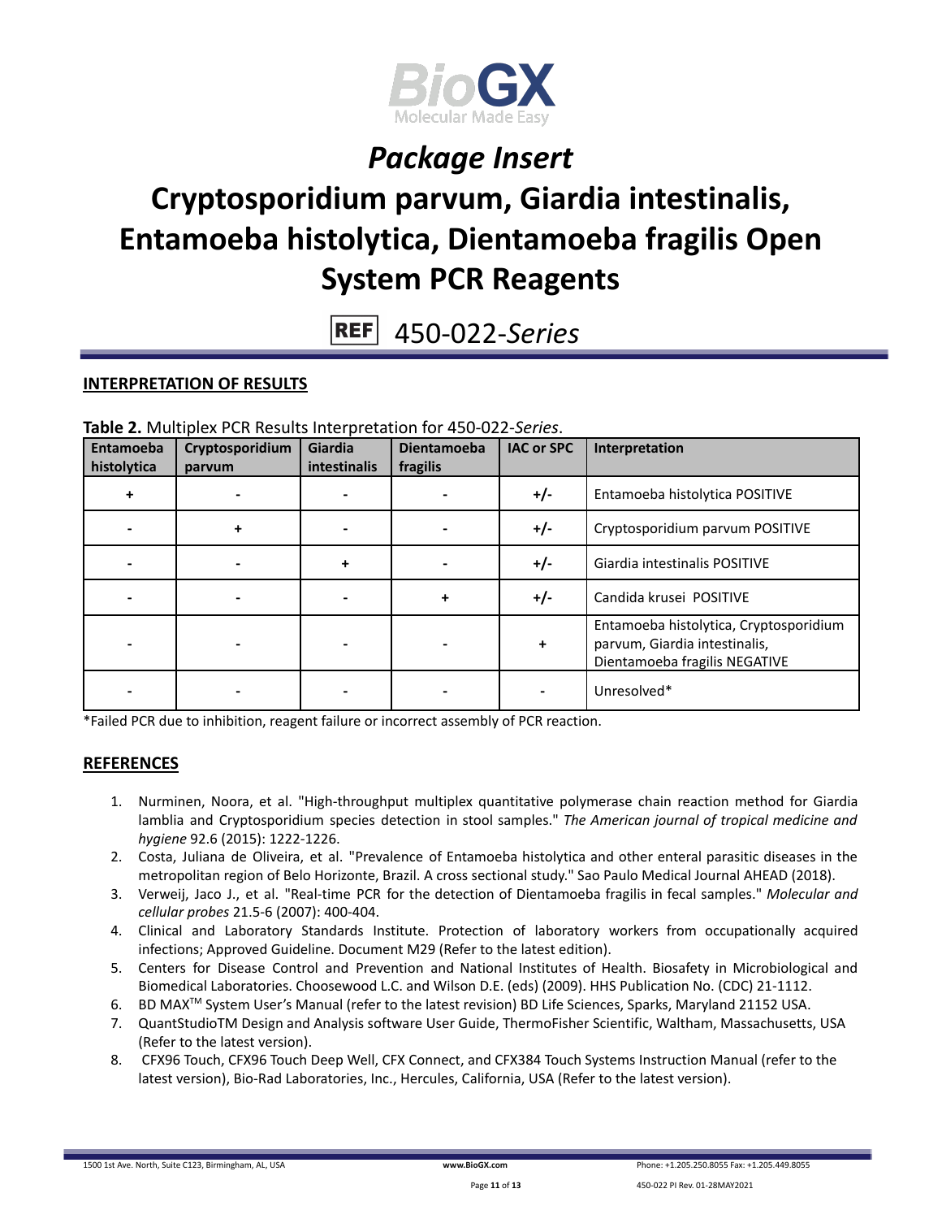# Package Insert

# Cryptosporidium parvum, Giardia intestinalis, Entamoeba histolytica, Dientamoeba fragilis Open System PCR Reagents

REF 450-022-*Series*

## INTERPRETATION OF RESULTS

**Table 2.** Multiplex PCR Results Interpretation for 450-022-*Series*.

| Entamoeba histolytica | Cryptosporidium parvum | Giardia intestinalis | Dientamoeba fragilis | IAC or SPC | Interpretation |
|---|---|---|---|---|---|
| + | - | - | - | +/- | Entamoeba histolytica POSITIVE |
| - | + | - | - | +/- | Cryptosporidium parvum POSITIVE |
| - | - | + | - | +/- | Giardia intestinalis POSITIVE |
| - | - | - | + | +/- | Candida krusei POSITIVE |
| - | - | - | - | + | Entamoeba histolytica, Cryptosporidium parvum, Giardia intestinalis, Dientamoeba fragilis NEGATIVE |
| - | - | - | - | - | Unresolved* |

*Failed PCR due to inhibition, reagent failure or incorrect assembly of PCR reaction.

## REFERENCES

1. Nurminen, Noora, et al. "High-throughput multiplex quantitative polymerase chain reaction method for Giardia lamblia and Cryptosporidium species detection in stool samples." *The American journal of tropical medicine and hygiene* 92.6 (2015): 1222-1226.
2. Costa, Juliana de Oliveira, et al. "Prevalence of Entamoeba histolytica and other enteral parasitic diseases in the metropolitan region of Belo Horizonte, Brazil. A cross sectional study." Sao Paulo Medical Journal AHEAD (2018).
3. Verweij, Jaco J., et al. "Real-time PCR for the detection of Dientamoeba fragilis in fecal samples." *Molecular and cellular probes* 21.5-6 (2007): 400-404.
4. Clinical and Laboratory Standards Institute. Protection of laboratory workers from occupationally acquired infections; Approved Guideline. Document M29 (Refer to the latest edition).
5. Centers for Disease Control and Prevention and National Institutes of Health. Biosafety in Microbiological and Biomedical Laboratories. Choosewood L.C. and Wilson D.E. (eds) (2009). HHS Publication No. (CDC) 21-1112.
6. BD MAX™ System User's Manual (refer to the latest revision) BD Life Sciences, Sparks, Maryland 21152 USA.
7. QuantStudioTM Design and Analysis software User Guide, ThermoFisher Scientific, Waltham, Massachusetts, USA (Refer to the latest version).
8. CFX96 Touch, CFX96 Touch Deep Well, CFX Connect, and CFX384 Touch Systems Instruction Manual (refer to the latest version), Bio-Rad Laboratories, Inc., Hercules, California, USA (Refer to the latest version).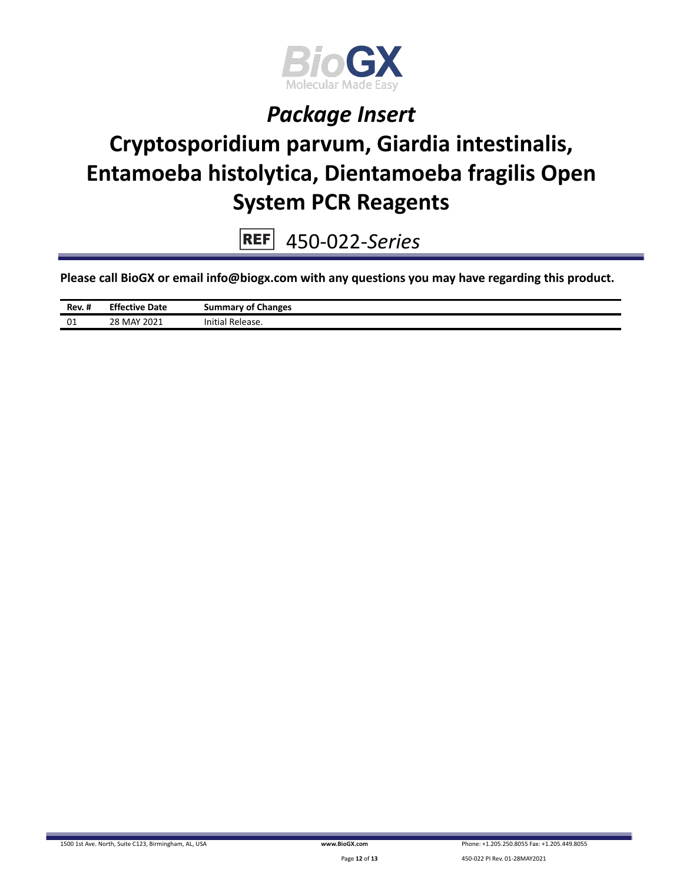# *Package Insert*

# Cryptosporidium parvum, Giardia intestinalis, Entamoeba histolytica, Dientamoeba fragilis Open System PCR Reagents

REF 450-022-*Series*

**Please call BioGX or email info@biogx.com with any questions you may have regarding this product.**

| Rev. # | Effective Date | Summary of Changes |
|---|---|---|
| 01 | 28 MAY 2021 | Initial Release. |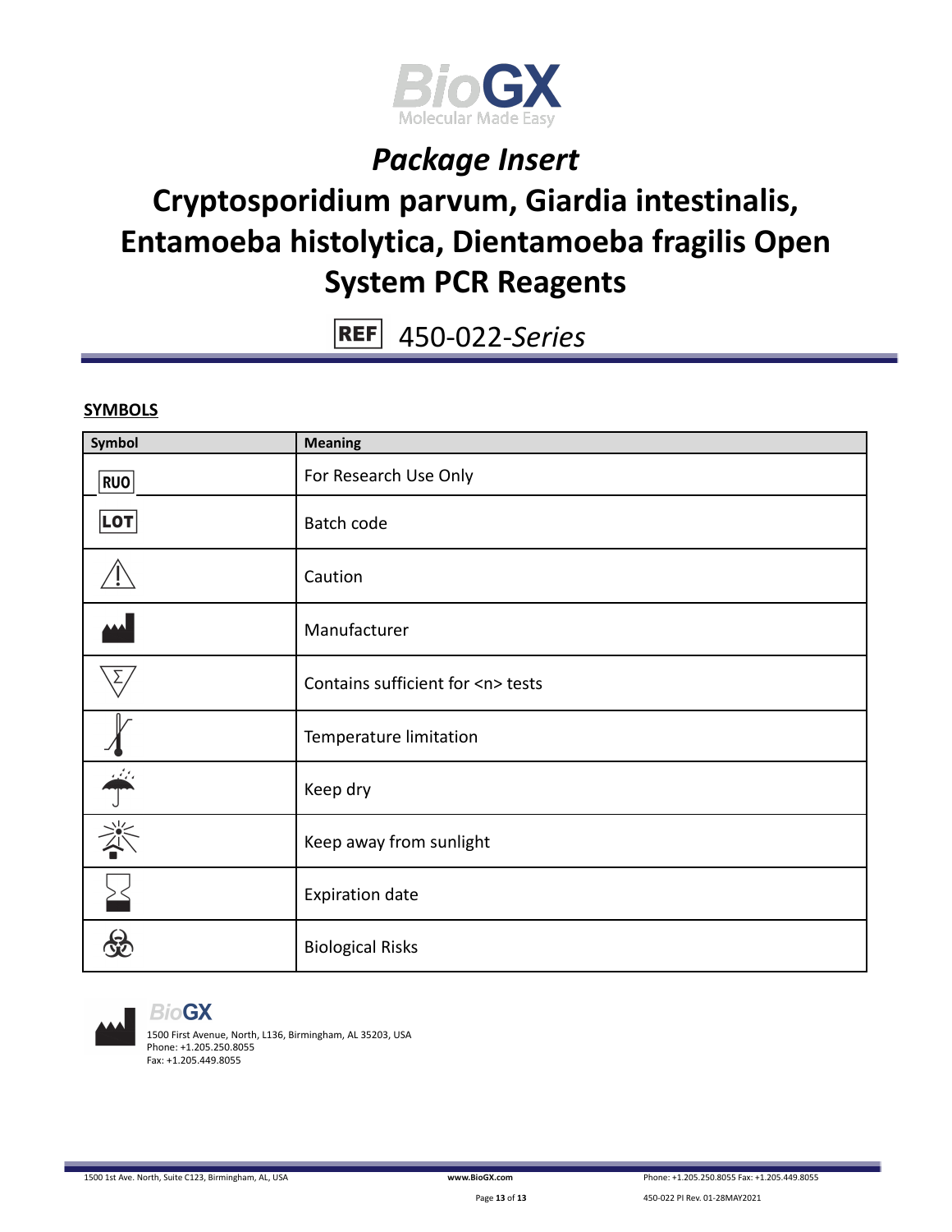# *Package Insert*

# Cryptosporidium parvum, Giardia intestinalis, Entamoeba histolytica, Dientamoeba fragilis Open System PCR Reagents

REF 450-022-*Series*

**SYMBOLS**

| Symbol | Meaning |
|---|---|
| RUO | For Research Use Only |
| LOT | Batch code |
| | Caution |
| | Manufacturer |
| Σ | Contains sufficient for <n> tests |
| | Temperature limitation |
| | Keep dry |
| | Keep away from sunlight |
| | Expiration date |
| | Biological Risks |

BioGX
1500 First Avenue, North, L136, Birmingham, AL 35203, USA
Phone: +1.205.250.8055
Fax: +1.205.449.8055